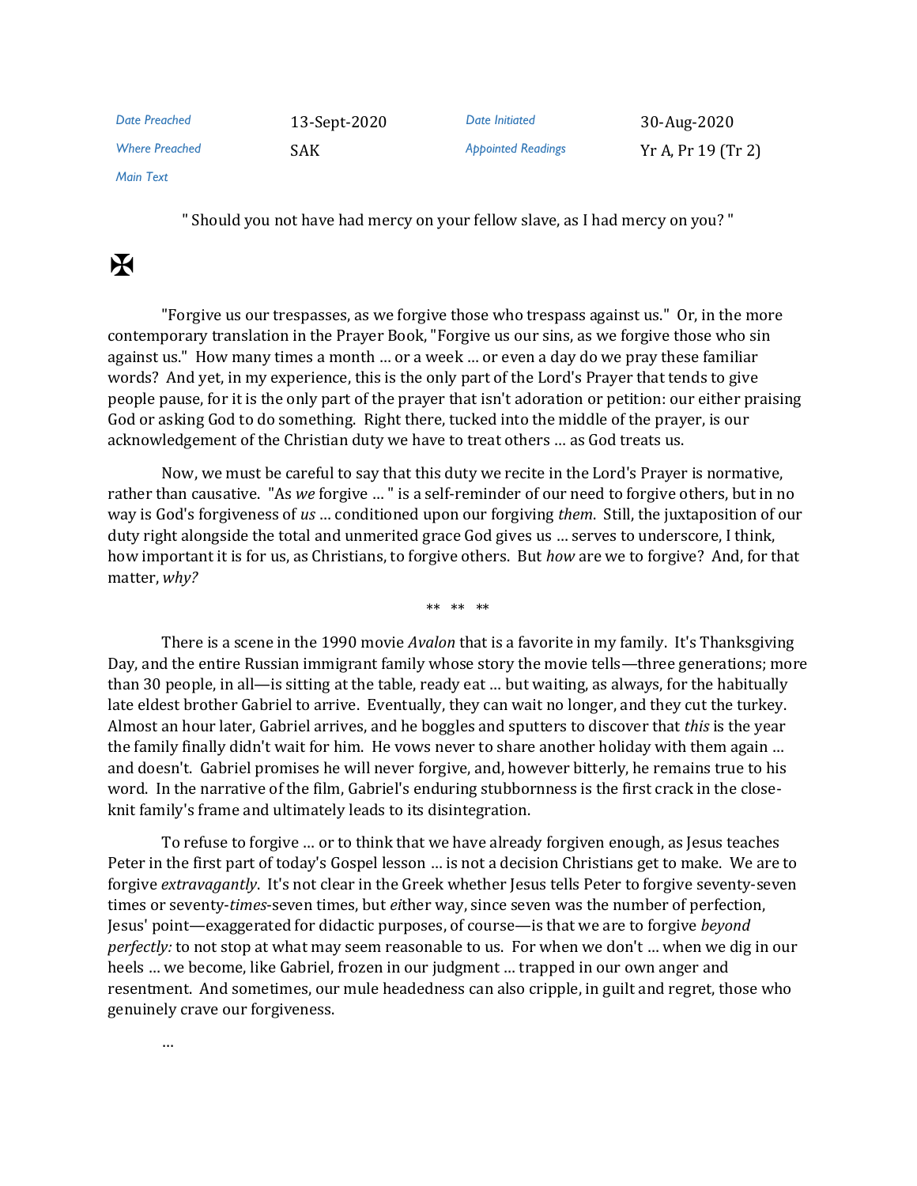| Date Preached | 13-Sept-2020 | Date Initiated | 30-Aug-2020 |
|---|---|---|---|
| Where Preached | SAK | Appointed Readings | Yr A, Pr 19 (Tr 2) |
| Main Text | | | |

" Should you not have had mercy on your fellow slave, as I had mercy on you? "

✠

"Forgive us our trespasses, as we forgive those who trespass against us." Or, in the more contemporary translation in the Prayer Book, "Forgive us our sins, as we forgive those who sin against us." How many times a month ... or a week ... or even a day do we pray these familiar words? And yet, in my experience, this is the only part of the Lord's Prayer that tends to give people pause, for it is the only part of the prayer that isn't adoration or petition: our either praising God or asking God to do something. Right there, tucked into the middle of the prayer, is our acknowledgement of the Christian duty we have to treat others ... as God treats us.

Now, we must be careful to say that this duty we recite in the Lord's Prayer is normative, rather than causative. "As *we* forgive ... " is a self-reminder of our need to forgive others, but in no way is God's forgiveness of *us* ... conditioned upon our forgiving *them*. Still, the juxtaposition of our duty right alongside the total and unmerited grace God gives us ... serves to underscore, I think, how important it is for us, as Christians, to forgive others. But *how* are we to forgive? And, for that matter, *why?*

** ** **

There is a scene in the 1990 movie *Avalon* that is a favorite in my family. It's Thanksgiving Day, and the entire Russian immigrant family whose story the movie tells—three generations; more than 30 people, in all—is sitting at the table, ready eat ... but waiting, as always, for the habitually late eldest brother Gabriel to arrive. Eventually, they can wait no longer, and they cut the turkey. Almost an hour later, Gabriel arrives, and he boggles and sputters to discover that *this* is the year the family finally didn't wait for him. He vows never to share another holiday with them again ... and doesn't. Gabriel promises he will never forgive, and, however bitterly, he remains true to his word. In the narrative of the film, Gabriel's enduring stubbornness is the first crack in the close-knit family's frame and ultimately leads to its disintegration.

To refuse to forgive ... or to think that we have already forgiven enough, as Jesus teaches Peter in the first part of today's Gospel lesson ... is not a decision Christians get to make. We are to forgive *extravagantly*. It's not clear in the Greek whether Jesus tells Peter to forgive seventy-seven times or seventy-*times*-seven times, but *ei*ther way, since seven was the number of perfection, Jesus' point—exaggerated for didactic purposes, of course—is that we are to forgive *beyond perfectly:* to not stop at what may seem reasonable to us. For when we don't ... when we dig in our heels ... we become, like Gabriel, frozen in our judgment ... trapped in our own anger and resentment. And sometimes, our mule headedness can also cripple, in guilt and regret, those who genuinely crave our forgiveness.

...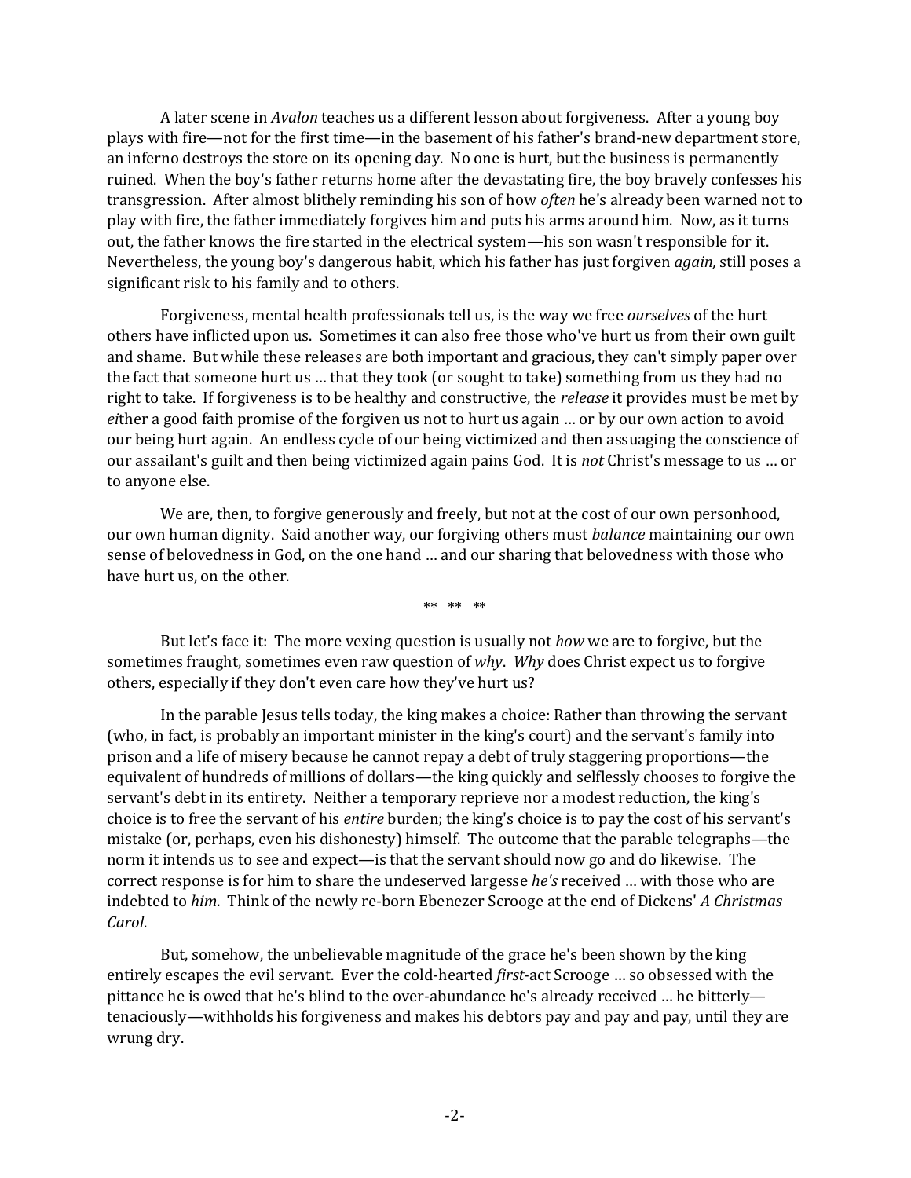A later scene in *Avalon* teaches us a different lesson about forgiveness. After a young boy plays with fire—not for the first time—in the basement of his father's brand-new department store, an inferno destroys the store on its opening day. No one is hurt, but the business is permanently ruined. When the boy's father returns home after the devastating fire, the boy bravely confesses his transgression. After almost blithely reminding his son of how *often* he's already been warned not to play with fire, the father immediately forgives him and puts his arms around him. Now, as it turns out, the father knows the fire started in the electrical system—his son wasn't responsible for it. Nevertheless, the young boy's dangerous habit, which his father has just forgiven *again,* still poses a significant risk to his family and to others.

Forgiveness, mental health professionals tell us, is the way we free *ourselves* of the hurt others have inflicted upon us. Sometimes it can also free those who've hurt us from their own guilt and shame. But while these releases are both important and gracious, they can't simply paper over the fact that someone hurt us … that they took (or sought to take) something from us they had no right to take. If forgiveness is to be healthy and constructive, the *release* it provides must be met by *ei*ther a good faith promise of the forgiven us not to hurt us again … or by our own action to avoid our being hurt again. An endless cycle of our being victimized and then assuaging the conscience of our assailant's guilt and then being victimized again pains God. It is *not* Christ's message to us … or to anyone else.

We are, then, to forgive generously and freely, but not at the cost of our own personhood, our own human dignity. Said another way, our forgiving others must *balance* maintaining our own sense of belovedness in God, on the one hand … and our sharing that belovedness with those who have hurt us, on the other.

** ** **

But let's face it: The more vexing question is usually not *how* we are to forgive, but the sometimes fraught, sometimes even raw question of *why*. *Why* does Christ expect us to forgive others, especially if they don't even care how they've hurt us?

In the parable Jesus tells today, the king makes a choice: Rather than throwing the servant (who, in fact, is probably an important minister in the king's court) and the servant's family into prison and a life of misery because he cannot repay a debt of truly staggering proportions—the equivalent of hundreds of millions of dollars—the king quickly and selflessly chooses to forgive the servant's debt in its entirety. Neither a temporary reprieve nor a modest reduction, the king's choice is to free the servant of his *entire* burden; the king's choice is to pay the cost of his servant's mistake (or, perhaps, even his dishonesty) himself. The outcome that the parable telegraphs—the norm it intends us to see and expect—is that the servant should now go and do likewise. The correct response is for him to share the undeserved largesse *he's* received … with those who are indebted to *him*. Think of the newly re-born Ebenezer Scrooge at the end of Dickens' *A Christmas Carol*.

But, somehow, the unbelievable magnitude of the grace he's been shown by the king entirely escapes the evil servant. Ever the cold-hearted *first*-act Scrooge … so obsessed with the pittance he is owed that he's blind to the over-abundance he's already received … he bitterly—tenaciously—withholds his forgiveness and makes his debtors pay and pay and pay, until they are wrung dry.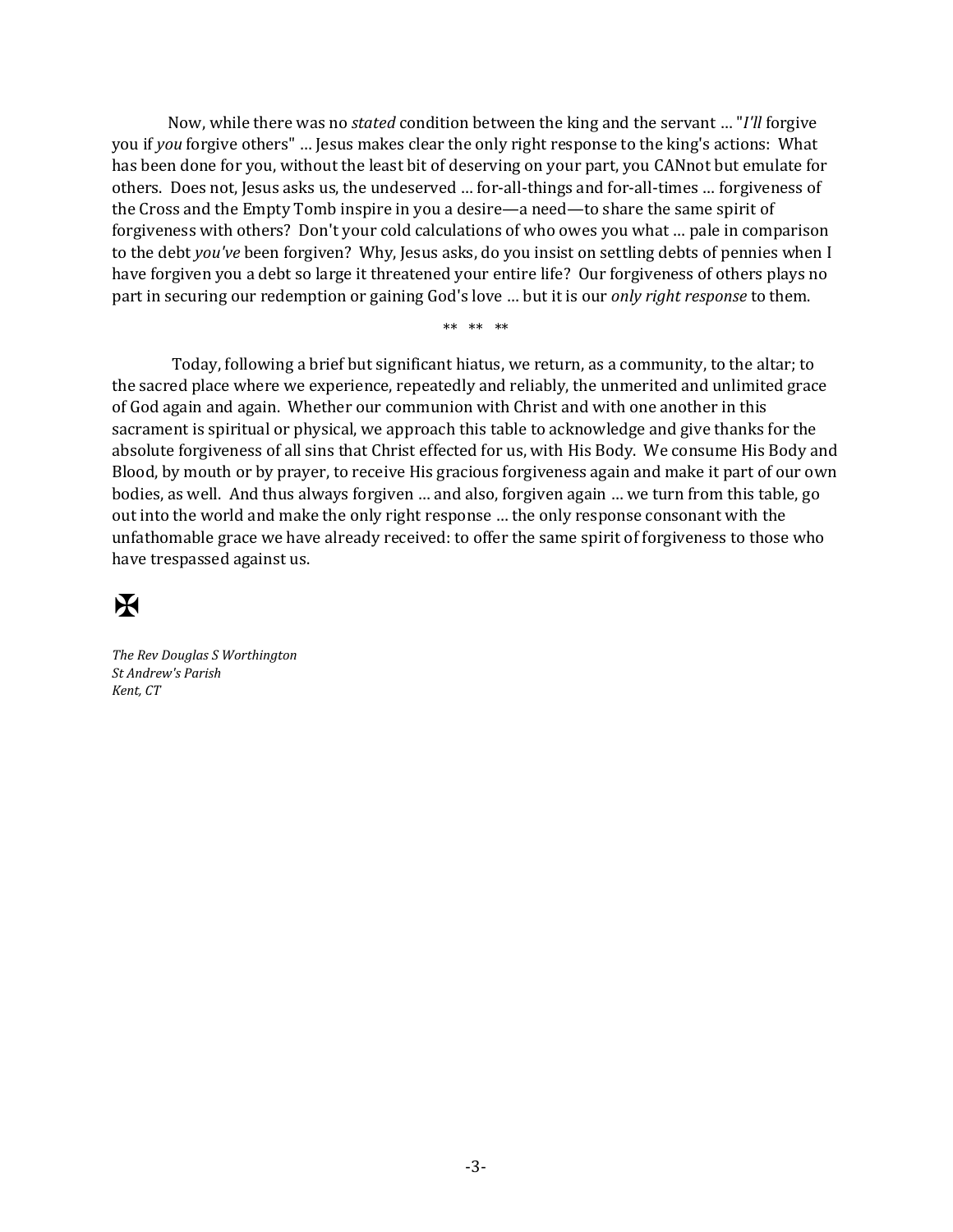Now, while there was no *stated* condition between the king and the servant … "*I'll* forgive you if *you* forgive others" … Jesus makes clear the only right response to the king's actions: What has been done for you, without the least bit of deserving on your part, you CANnot but emulate for others. Does not, Jesus asks us, the undeserved … for-all-things and for-all-times … forgiveness of the Cross and the Empty Tomb inspire in you a desire—a need—to share the same spirit of forgiveness with others? Don't your cold calculations of who owes you what … pale in comparison to the debt *you've* been forgiven? Why, Jesus asks, do you insist on settling debts of pennies when I have forgiven you a debt so large it threatened your entire life? Our forgiveness of others plays no part in securing our redemption or gaining God's love … but it is our *only right response* to them.

** ** **

Today, following a brief but significant hiatus, we return, as a community, to the altar; to the sacred place where we experience, repeatedly and reliably, the unmerited and unlimited grace of God again and again. Whether our communion with Christ and with one another in this sacrament is spiritual or physical, we approach this table to acknowledge and give thanks for the absolute forgiveness of all sins that Christ effected for us, with His Body. We consume His Body and Blood, by mouth or by prayer, to receive His gracious forgiveness again and make it part of our own bodies, as well. And thus always forgiven … and also, forgiven again … we turn from this table, go out into the world and make the only right response … the only response consonant with the unfathomable grace we have already received: to offer the same spirit of forgiveness to those who have trespassed against us.

✠

*The Rev Douglas S Worthington*
*St Andrew's Parish*
*Kent, CT*